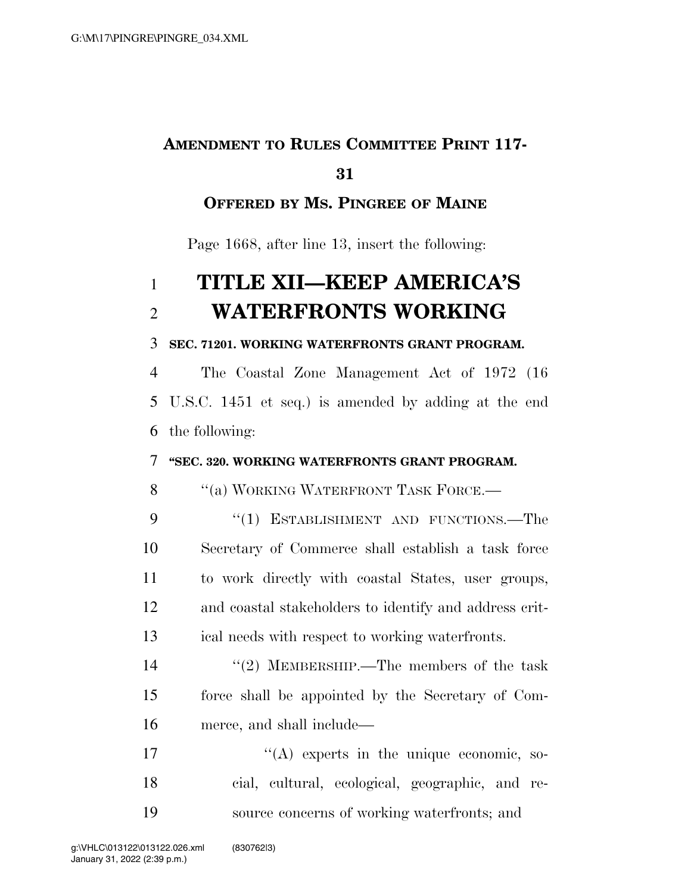# AMENDMENT TO RULES COMMITTEE PRINT 117-31

**OFFERED BY MS. PINGREE OF MAINE**

Page 1668, after line 13, insert the following:

# TITLE XII—KEEP AMERICA'S WATERFRONTS WORKING

**SEC. 71201. WORKING WATERFRONTS GRANT PROGRAM.**

The Coastal Zone Management Act of 1972 (16 U.S.C. 1451 et seq.) is amended by adding at the end the following:

**"SEC. 320. WORKING WATERFRONTS GRANT PROGRAM.**

"(a) WORKING WATERFRONT TASK FORCE.—

"(1) ESTABLISHMENT AND FUNCTIONS.—The Secretary of Commerce shall establish a task force to work directly with coastal States, user groups, and coastal stakeholders to identify and address critical needs with respect to working waterfronts.

"(2) MEMBERSHIP.—The members of the task force shall be appointed by the Secretary of Commerce, and shall include—

"(A) experts in the unique economic, social, cultural, ecological, geographic, and resource concerns of working waterfronts; and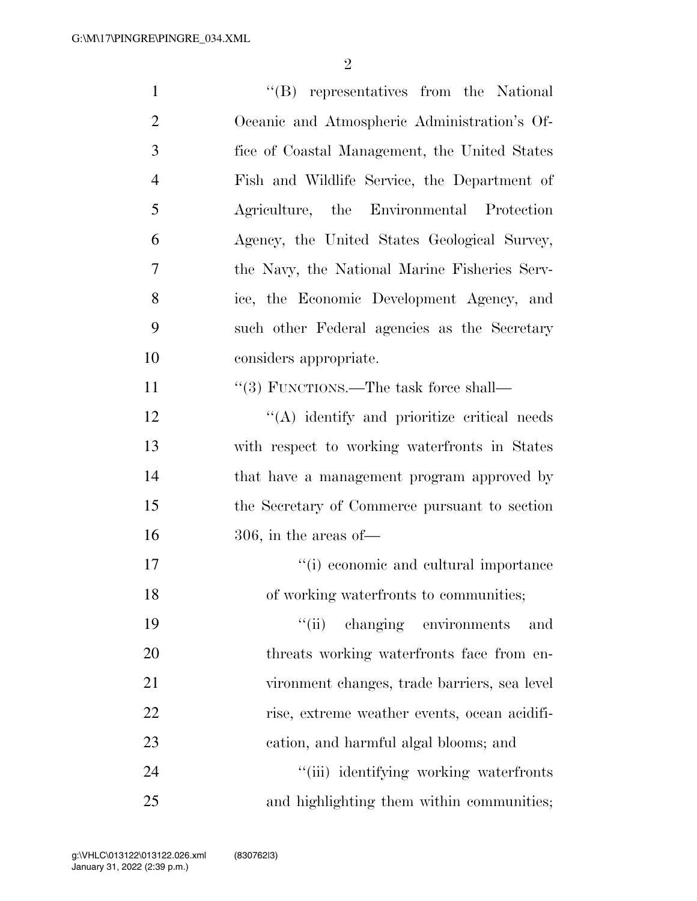"(B) representatives from the National Oceanic and Atmospheric Administration's Office of Coastal Management, the United States Fish and Wildlife Service, the Department of Agriculture, the Environmental Protection Agency, the United States Geological Survey, the Navy, the National Marine Fisheries Service, the Economic Development Agency, and such other Federal agencies as the Secretary considers appropriate.

"(3) FUNCTIONS.—The task force shall—

"(A) identify and prioritize critical needs with respect to working waterfronts in States that have a management program approved by the Secretary of Commerce pursuant to section 306, in the areas of—

"(i) economic and cultural importance of working waterfronts to communities;

"(ii) changing environments and threats working waterfronts face from environment changes, trade barriers, sea level rise, extreme weather events, ocean acidification, and harmful algal blooms; and

"(iii) identifying working waterfronts and highlighting them within communities;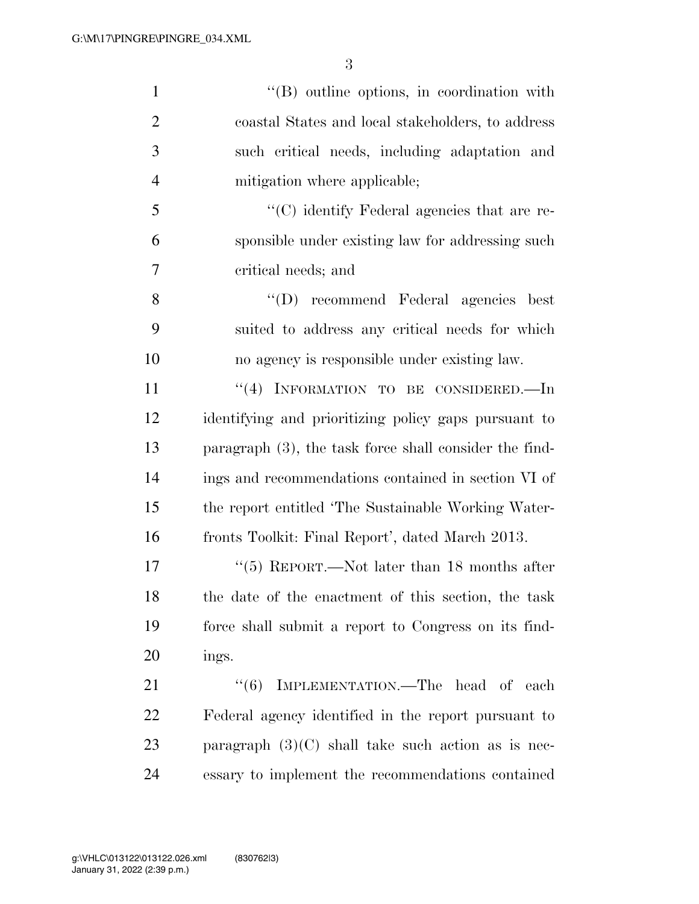''(B) outline options, in coordination with coastal States and local stakeholders, to address such critical needs, including adaptation and mitigation where applicable;

''(C) identify Federal agencies that are responsible under existing law for addressing such critical needs; and

''(D) recommend Federal agencies best suited to address any critical needs for which no agency is responsible under existing law.

''(4) INFORMATION TO BE CONSIDERED.—In identifying and prioritizing policy gaps pursuant to paragraph (3), the task force shall consider the findings and recommendations contained in section VI of the report entitled 'The Sustainable Working Waterfronts Toolkit: Final Report', dated March 2013.

''(5) REPORT.—Not later than 18 months after the date of the enactment of this section, the task force shall submit a report to Congress on its findings.

''(6) IMPLEMENTATION.—The head of each Federal agency identified in the report pursuant to paragraph (3)(C) shall take such action as is necessary to implement the recommendations contained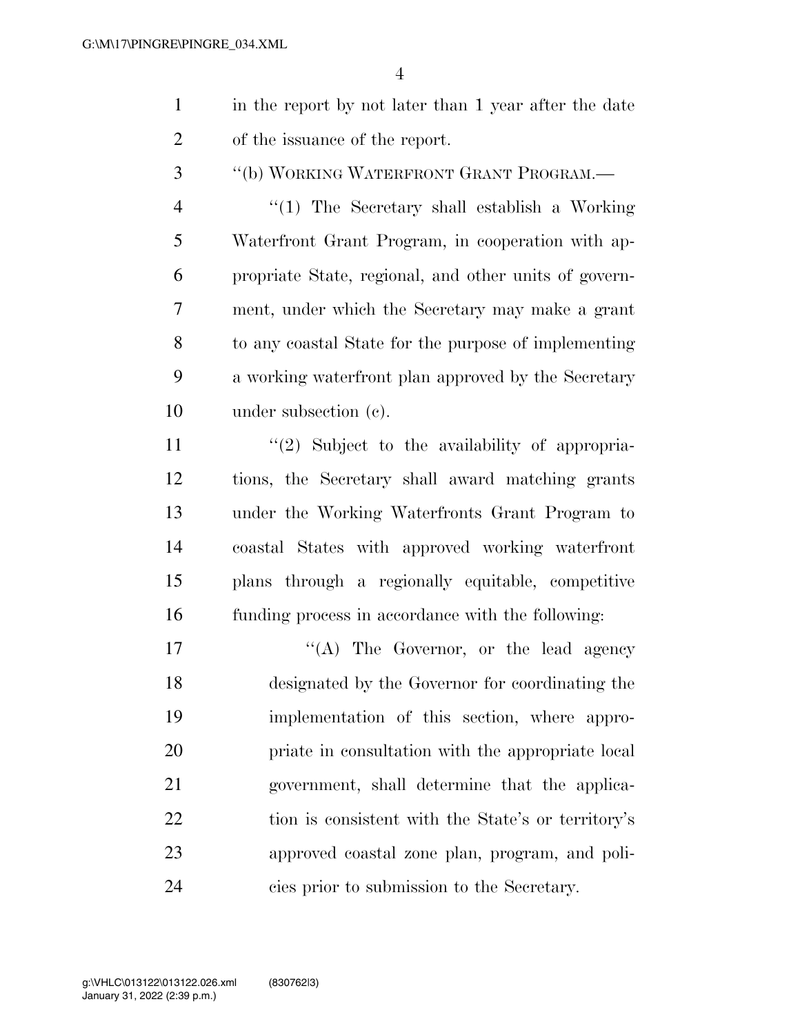in the report by not later than 1 year after the date of the issuance of the report.

"(b) WORKING WATERFRONT GRANT PROGRAM.—

"(1) The Secretary shall establish a Working Waterfront Grant Program, in cooperation with appropriate State, regional, and other units of government, under which the Secretary may make a grant to any coastal State for the purpose of implementing a working waterfront plan approved by the Secretary under subsection (c).

"(2) Subject to the availability of appropriations, the Secretary shall award matching grants under the Working Waterfronts Grant Program to coastal States with approved working waterfront plans through a regionally equitable, competitive funding process in accordance with the following:

"(A) The Governor, or the lead agency designated by the Governor for coordinating the implementation of this section, where appropriate in consultation with the appropriate local government, shall determine that the application is consistent with the State's or territory's approved coastal zone plan, program, and policies prior to submission to the Secretary.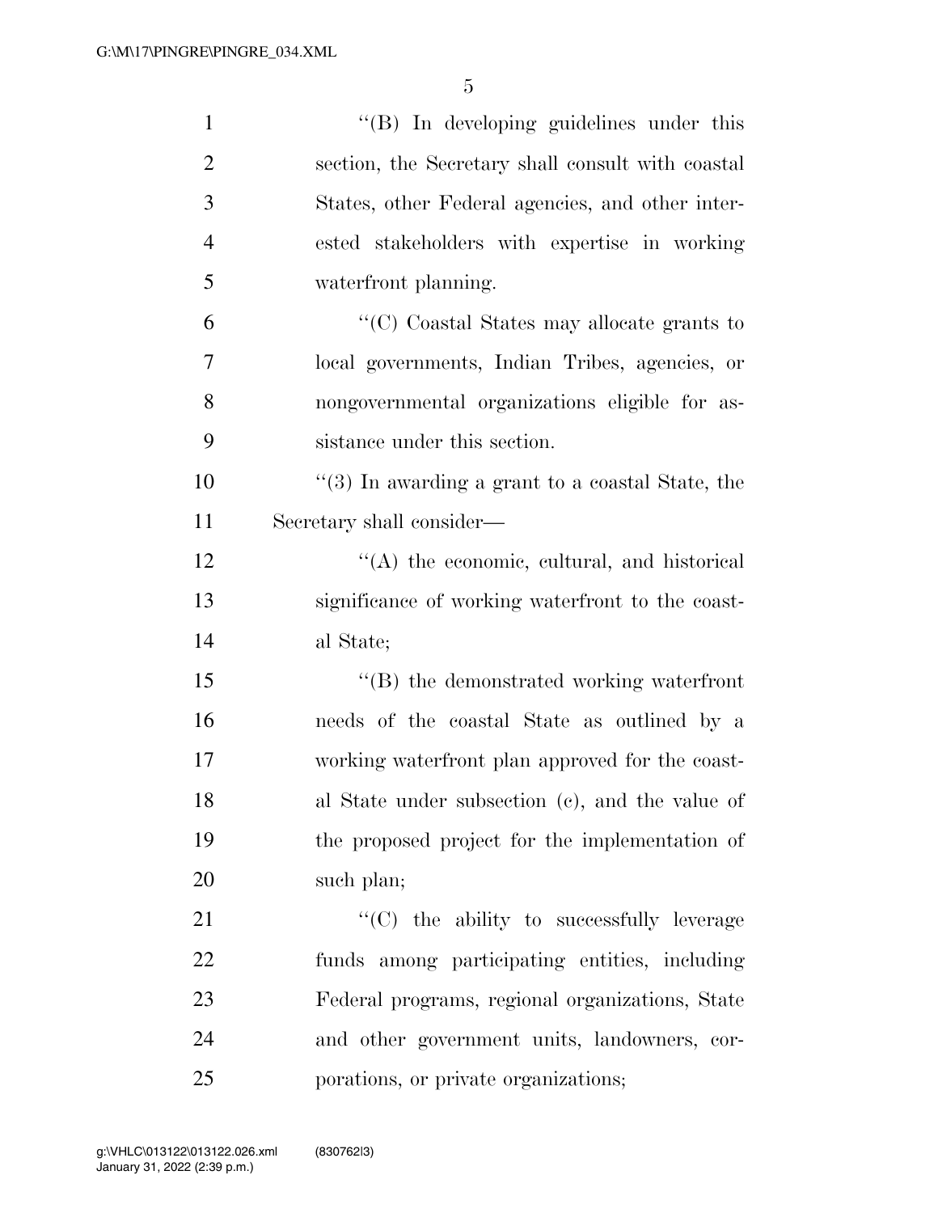''(B) In developing guidelines under this section, the Secretary shall consult with coastal States, other Federal agencies, and other interested stakeholders with expertise in working waterfront planning.

''(C) Coastal States may allocate grants to local governments, Indian Tribes, agencies, or nongovernmental organizations eligible for assistance under this section.

''(3) In awarding a grant to a coastal State, the Secretary shall consider—

''(A) the economic, cultural, and historical significance of working waterfront to the coastal State;

''(B) the demonstrated working waterfront needs of the coastal State as outlined by a working waterfront plan approved for the coastal State under subsection (c), and the value of the proposed project for the implementation of such plan;

''(C) the ability to successfully leverage funds among participating entities, including Federal programs, regional organizations, State and other government units, landowners, corporations, or private organizations;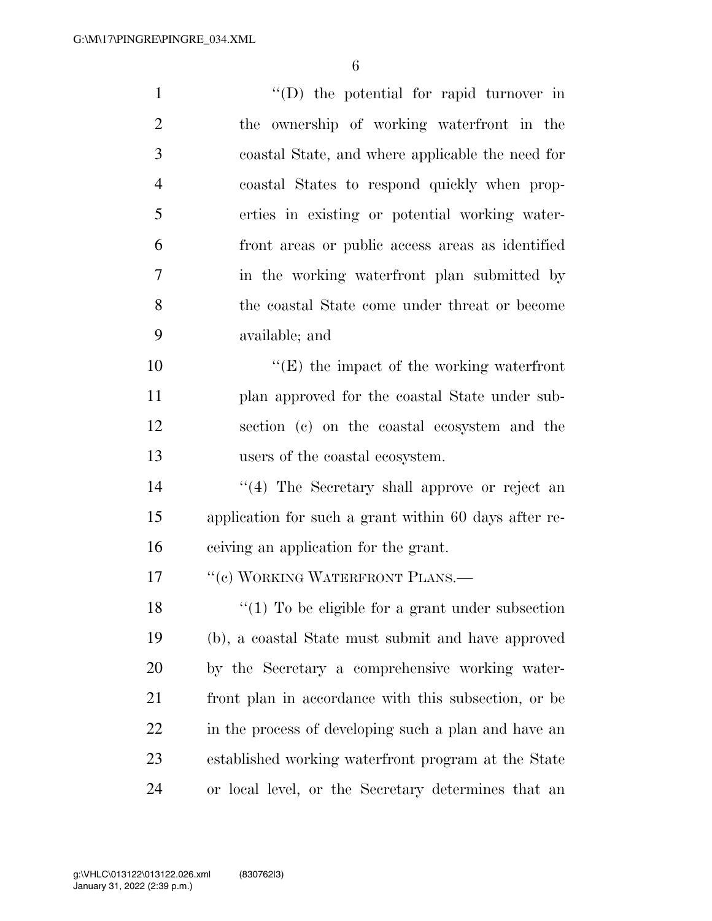"(D) the potential for rapid turnover in the ownership of working waterfront in the coastal State, and where applicable the need for coastal States to respond quickly when properties in existing or potential working waterfront areas or public access areas as identified in the working waterfront plan submitted by the coastal State come under threat or become available; and

"(E) the impact of the working waterfront plan approved for the coastal State under subsection (c) on the coastal ecosystem and the users of the coastal ecosystem.

"(4) The Secretary shall approve or reject an application for such a grant within 60 days after receiving an application for the grant.

"(c) WORKING WATERFRONT PLANS.—

"(1) To be eligible for a grant under subsection (b), a coastal State must submit and have approved by the Secretary a comprehensive working waterfront plan in accordance with this subsection, or be in the process of developing such a plan and have an established working waterfront program at the State or local level, or the Secretary determines that an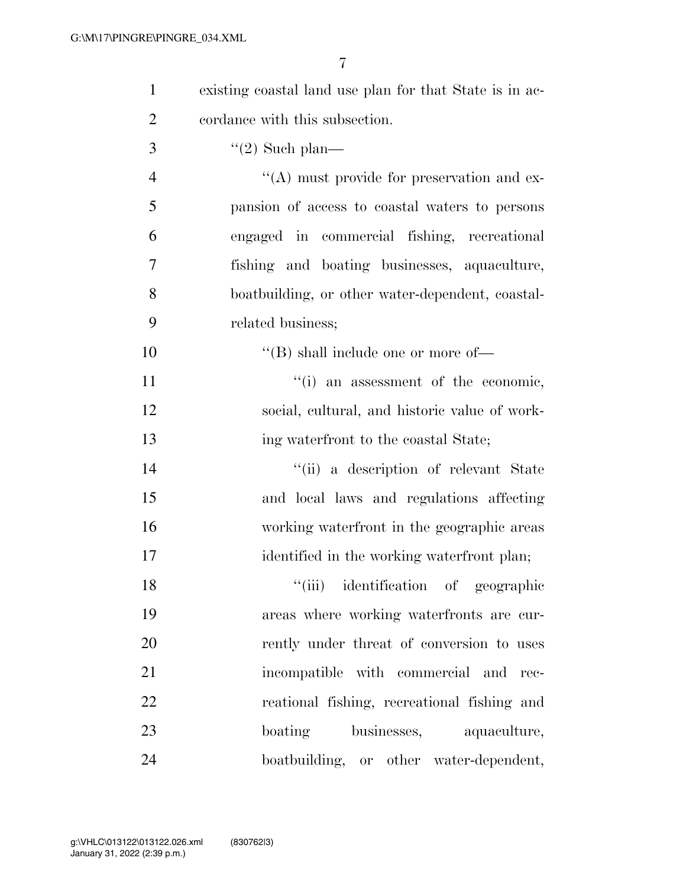existing coastal land use plan for that State is in accordance with this subsection.

"(2) Such plan—

"(A) must provide for preservation and expansion of access to coastal waters to persons engaged in commercial fishing, recreational fishing and boating businesses, aquaculture, boatbuilding, or other water-dependent, coastal-related business;

"(B) shall include one or more of—

"(i) an assessment of the economic, social, cultural, and historic value of working waterfront to the coastal State;

"(ii) a description of relevant State and local laws and regulations affecting working waterfront in the geographic areas identified in the working waterfront plan;

"(iii) identification of geographic areas where working waterfronts are currently under threat of conversion to uses incompatible with commercial and recreational fishing, recreational fishing and boating businesses, aquaculture, boatbuilding, or other water-dependent,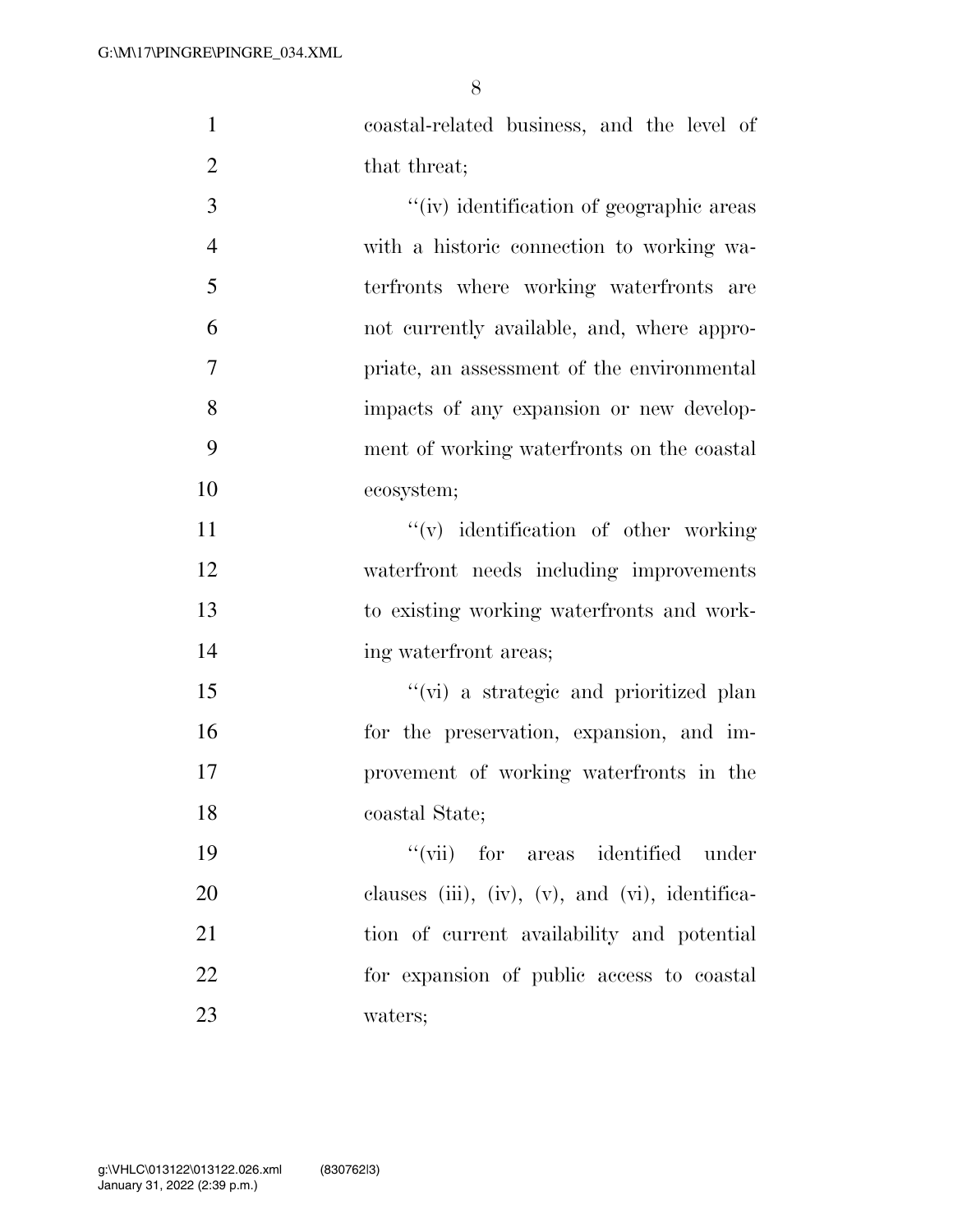coastal-related business, and the level of that threat;

''(iv) identification of geographic areas with a historic connection to working waterfronts where working waterfronts are not currently available, and, where appropriate, an assessment of the environmental impacts of any expansion or new development of working waterfronts on the coastal ecosystem;

''(v) identification of other working waterfront needs including improvements to existing working waterfronts and working waterfront areas;

''(vi) a strategic and prioritized plan for the preservation, expansion, and improvement of working waterfronts in the coastal State;

''(vii) for areas identified under clauses (iii), (iv), (v), and (vi), identification of current availability and potential for expansion of public access to coastal waters;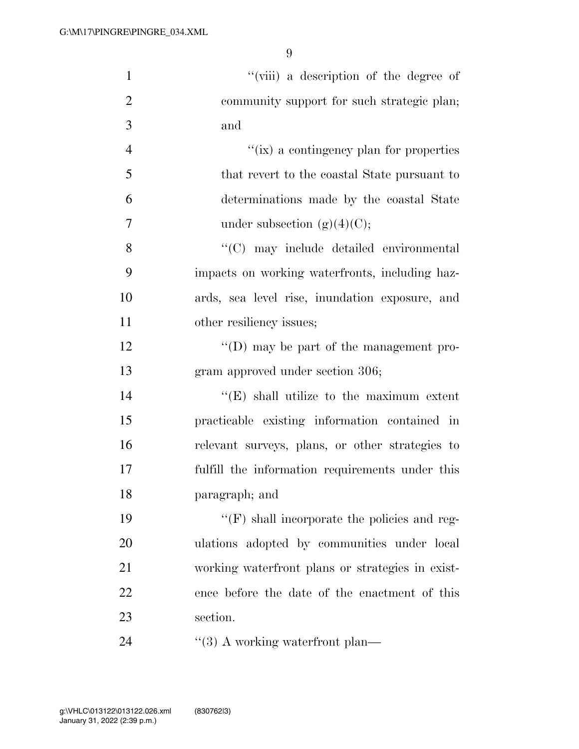"(viii) a description of the degree of community support for such strategic plan; and

"(ix) a contingency plan for properties that revert to the coastal State pursuant to determinations made by the coastal State under subsection (g)(4)(C);

"(C) may include detailed environmental impacts on working waterfronts, including hazards, sea level rise, inundation exposure, and other resiliency issues;

"(D) may be part of the management program approved under section 306;

"(E) shall utilize to the maximum extent practicable existing information contained in relevant surveys, plans, or other strategies to fulfill the information requirements under this paragraph; and

"(F) shall incorporate the policies and regulations adopted by communities under local working waterfront plans or strategies in existence before the date of the enactment of this section.

"(3) A working waterfront plan—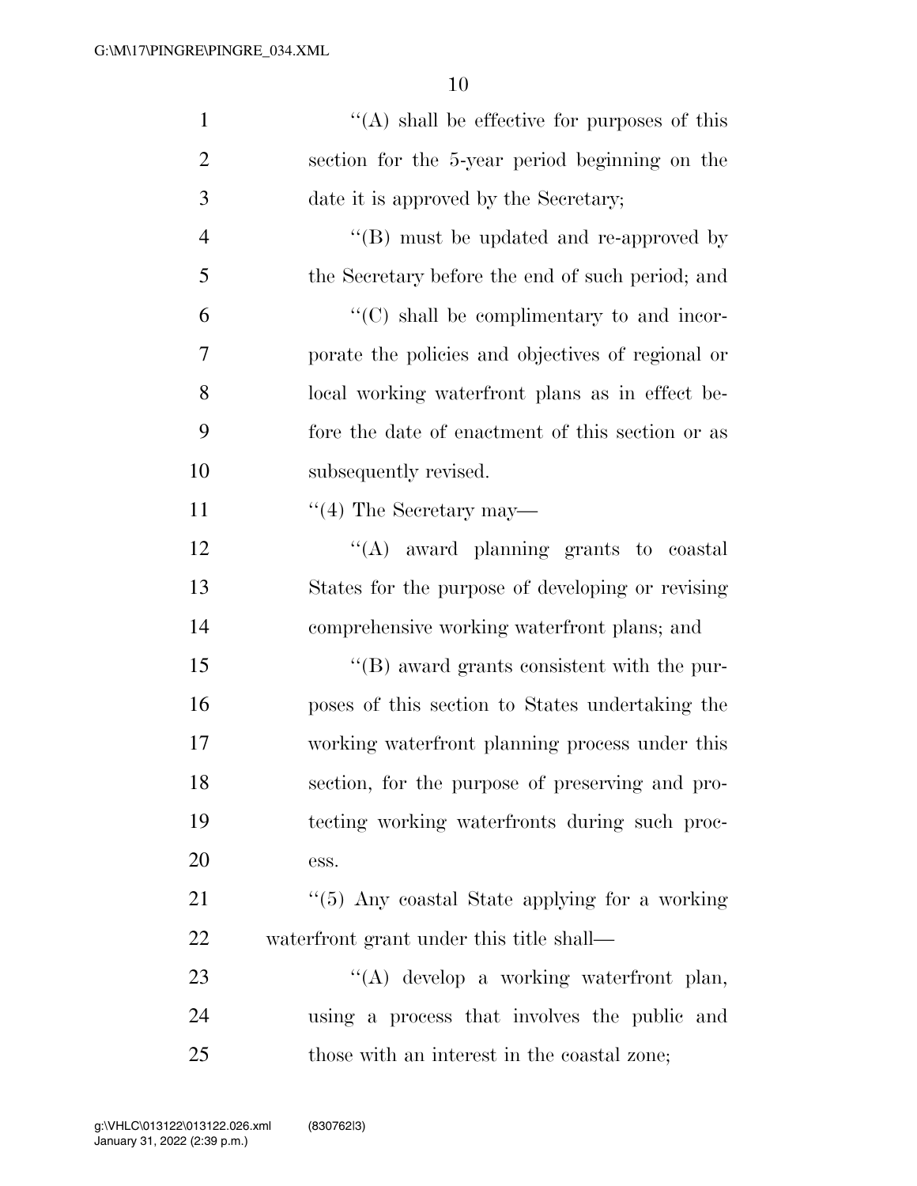''(A) shall be effective for purposes of this section for the 5-year period beginning on the date it is approved by the Secretary;

''(B) must be updated and re-approved by the Secretary before the end of such period; and

''(C) shall be complimentary to and incorporate the policies and objectives of regional or local working waterfront plans as in effect before the date of enactment of this section or as subsequently revised.

''(4) The Secretary may—

''(A) award planning grants to coastal States for the purpose of developing or revising comprehensive working waterfront plans; and

''(B) award grants consistent with the purposes of this section to States undertaking the working waterfront planning process under this section, for the purpose of preserving and protecting working waterfronts during such process.

''(5) Any coastal State applying for a working waterfront grant under this title shall—

''(A) develop a working waterfront plan, using a process that involves the public and those with an interest in the coastal zone;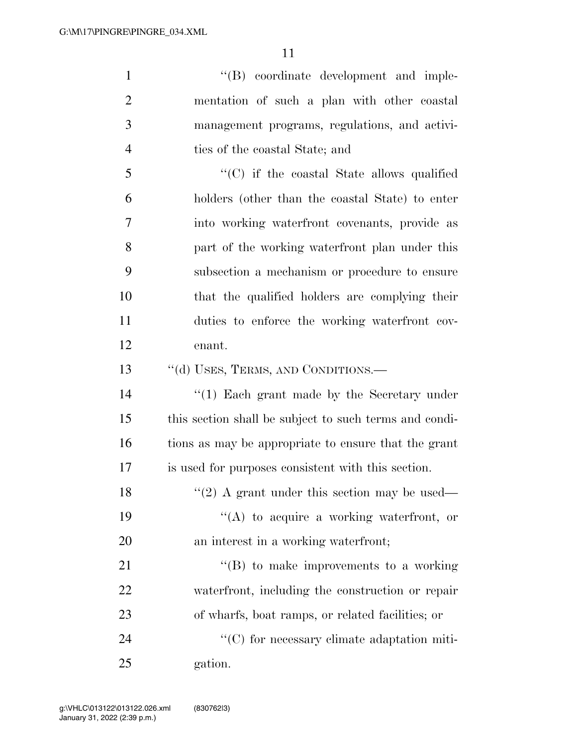''(B) coordinate development and implementation of such a plan with other coastal management programs, regulations, and activities of the coastal State; and

''(C) if the coastal State allows qualified holders (other than the coastal State) to enter into working waterfront covenants, provide as part of the working waterfront plan under this subsection a mechanism or procedure to ensure that the qualified holders are complying their duties to enforce the working waterfront covenant.

''(d) USES, TERMS, AND CONDITIONS.—

''(1) Each grant made by the Secretary under this section shall be subject to such terms and conditions as may be appropriate to ensure that the grant is used for purposes consistent with this section.

''(2) A grant under this section may be used—

''(A) to acquire a working waterfront, or an interest in a working waterfront;

''(B) to make improvements to a working waterfront, including the construction or repair of wharfs, boat ramps, or related facilities; or

''(C) for necessary climate adaptation mitigation.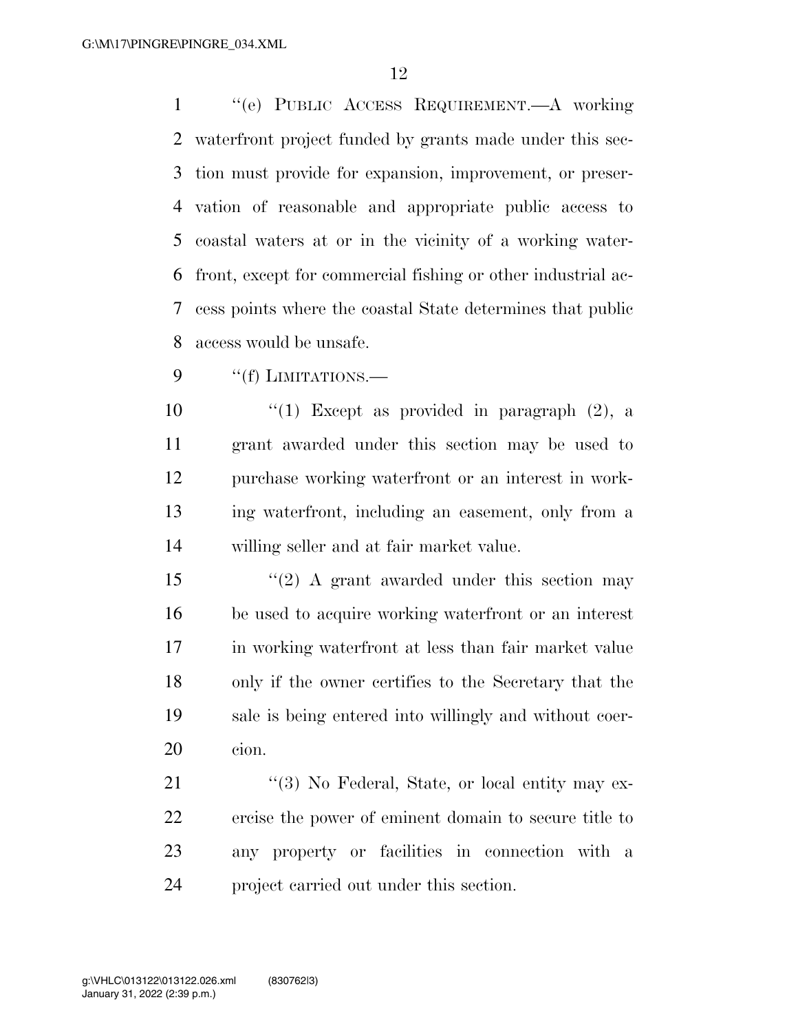"(e) PUBLIC ACCESS REQUIREMENT.—A working waterfront project funded by grants made under this section must provide for expansion, improvement, or preservation of reasonable and appropriate public access to coastal waters at or in the vicinity of a working waterfront, except for commercial fishing or other industrial access points where the coastal State determines that public access would be unsafe.

"(f) LIMITATIONS.—

"(1) Except as provided in paragraph (2), a grant awarded under this section may be used to purchase working waterfront or an interest in working waterfront, including an easement, only from a willing seller and at fair market value.

"(2) A grant awarded under this section may be used to acquire working waterfront or an interest in working waterfront at less than fair market value only if the owner certifies to the Secretary that the sale is being entered into willingly and without coercion.

"(3) No Federal, State, or local entity may exercise the power of eminent domain to secure title to any property or facilities in connection with a project carried out under this section.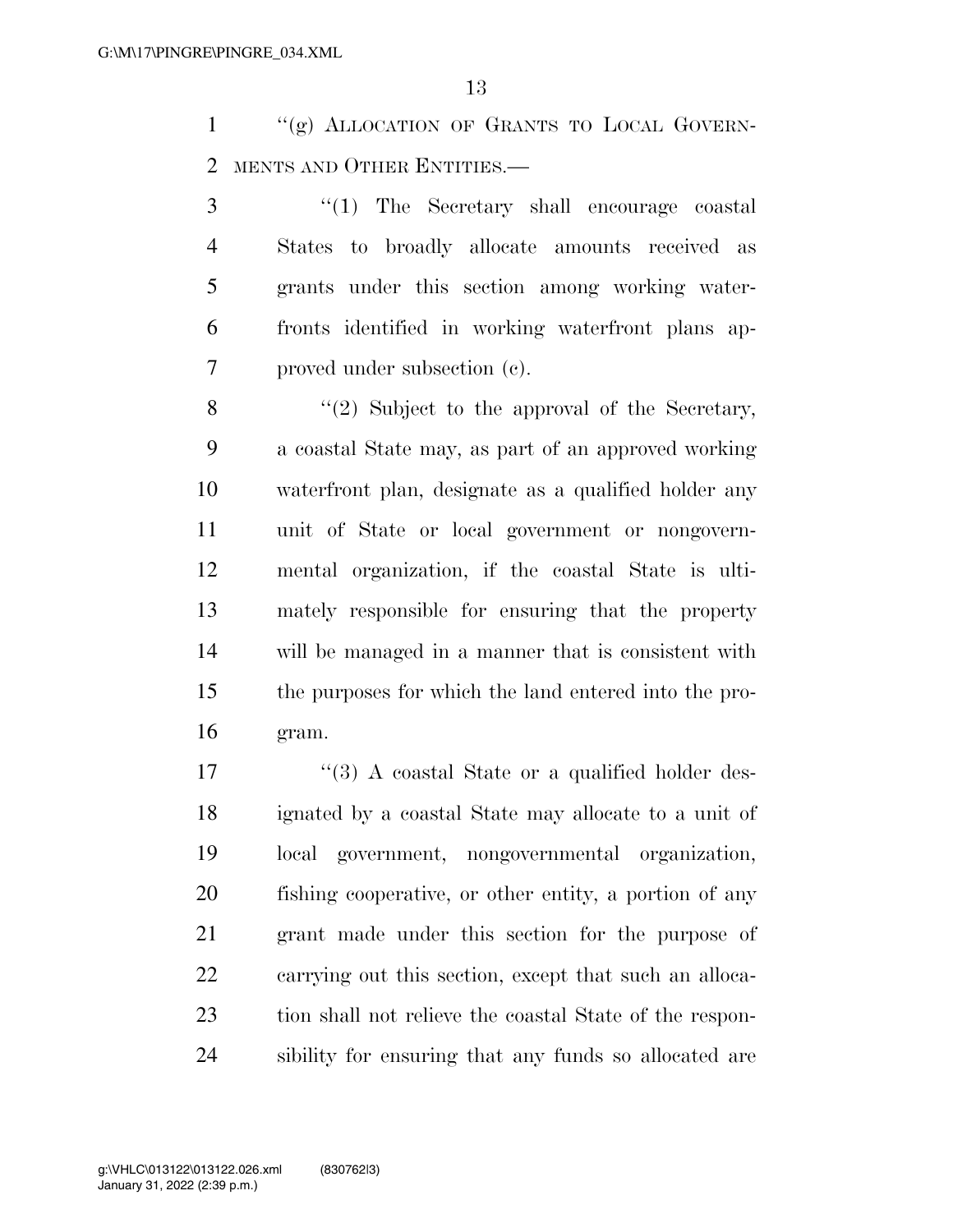"(g) ALLOCATION OF GRANTS TO LOCAL GOVERNMENTS AND OTHER ENTITIES.—

"(1) The Secretary shall encourage coastal States to broadly allocate amounts received as grants under this section among working waterfronts identified in working waterfront plans approved under subsection (c).

"(2) Subject to the approval of the Secretary, a coastal State may, as part of an approved working waterfront plan, designate as a qualified holder any unit of State or local government or nongovernmental organization, if the coastal State is ultimately responsible for ensuring that the property will be managed in a manner that is consistent with the purposes for which the land entered into the program.

"(3) A coastal State or a qualified holder designated by a coastal State may allocate to a unit of local government, nongovernmental organization, fishing cooperative, or other entity, a portion of any grant made under this section for the purpose of carrying out this section, except that such an allocation shall not relieve the coastal State of the responsibility for ensuring that any funds so allocated are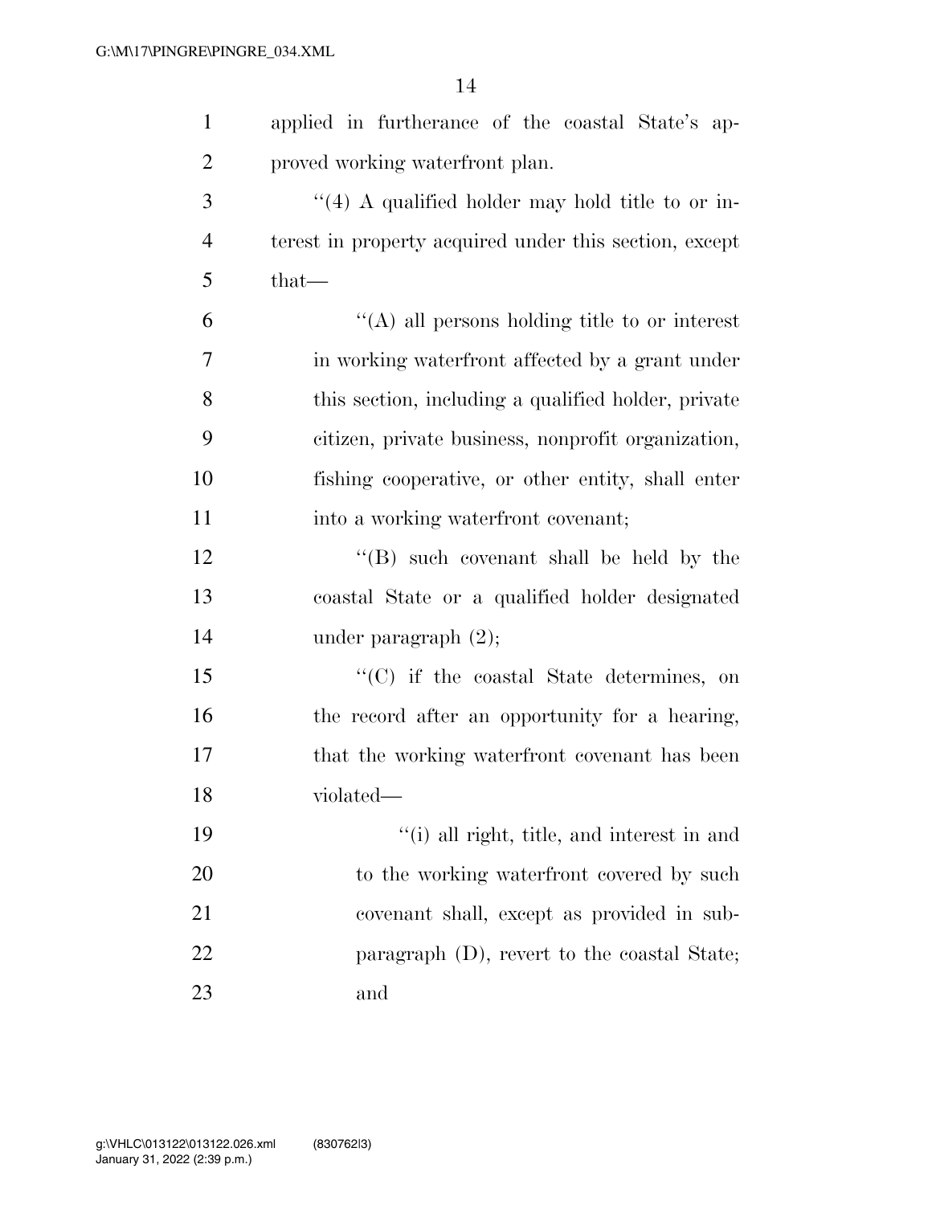applied in furtherance of the coastal State's approved working waterfront plan.

''(4) A qualified holder may hold title to or interest in property acquired under this section, except that—

''(A) all persons holding title to or interest in working waterfront affected by a grant under this section, including a qualified holder, private citizen, private business, nonprofit organization, fishing cooperative, or other entity, shall enter into a working waterfront covenant;

''(B) such covenant shall be held by the coastal State or a qualified holder designated under paragraph (2);

''(C) if the coastal State determines, on the record after an opportunity for a hearing, that the working waterfront covenant has been violated—

''(i) all right, title, and interest in and to the working waterfront covered by such covenant shall, except as provided in subparagraph (D), revert to the coastal State; and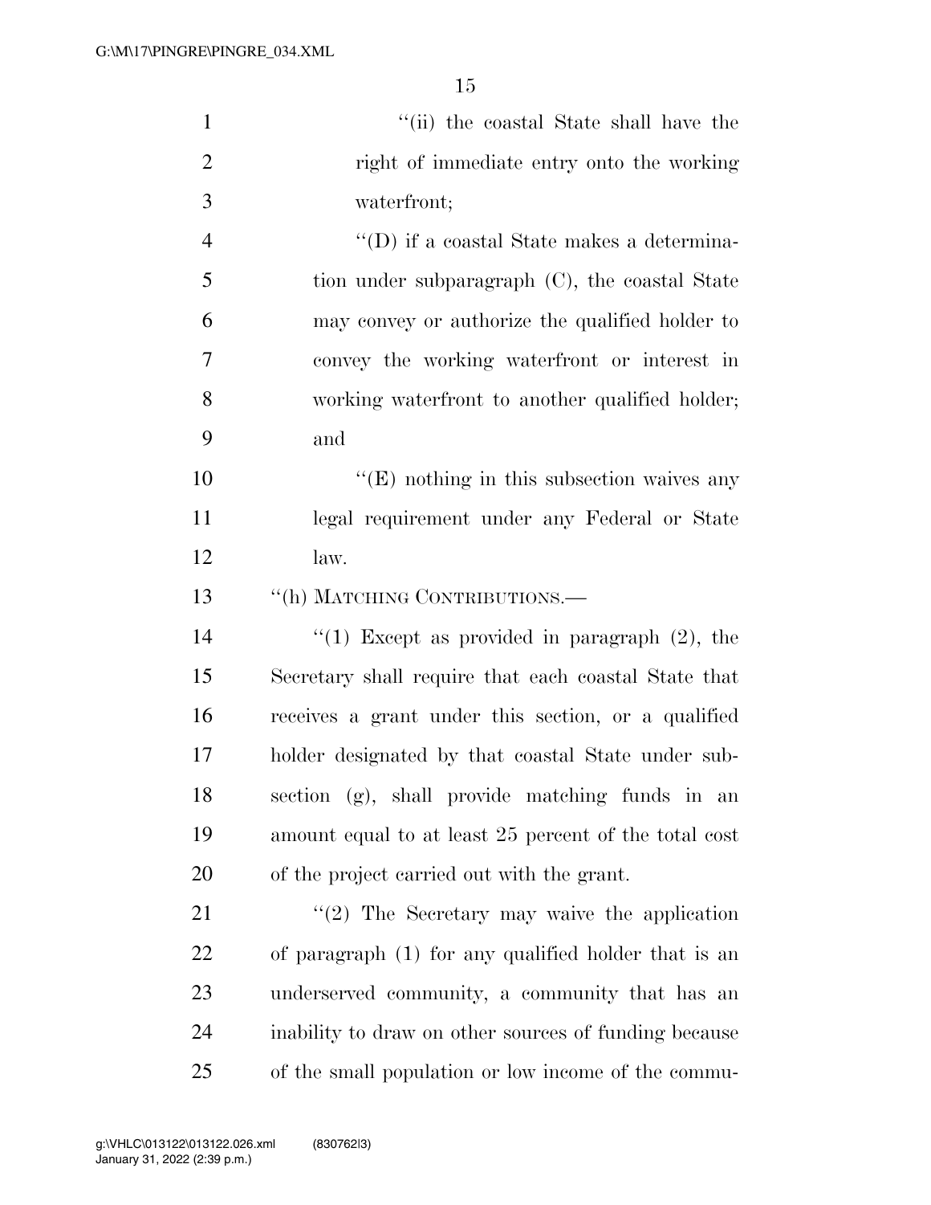"(ii) the coastal State shall have the right of immediate entry onto the working waterfront;

"(D) if a coastal State makes a determination under subparagraph (C), the coastal State may convey or authorize the qualified holder to convey the working waterfront or interest in working waterfront to another qualified holder; and

"(E) nothing in this subsection waives any legal requirement under any Federal or State law.

"(h) MATCHING CONTRIBUTIONS.—

"(1) Except as provided in paragraph (2), the Secretary shall require that each coastal State that receives a grant under this section, or a qualified holder designated by that coastal State under subsection (g), shall provide matching funds in an amount equal to at least 25 percent of the total cost of the project carried out with the grant.

"(2) The Secretary may waive the application of paragraph (1) for any qualified holder that is an underserved community, a community that has an inability to draw on other sources of funding because of the small population or low income of the commu-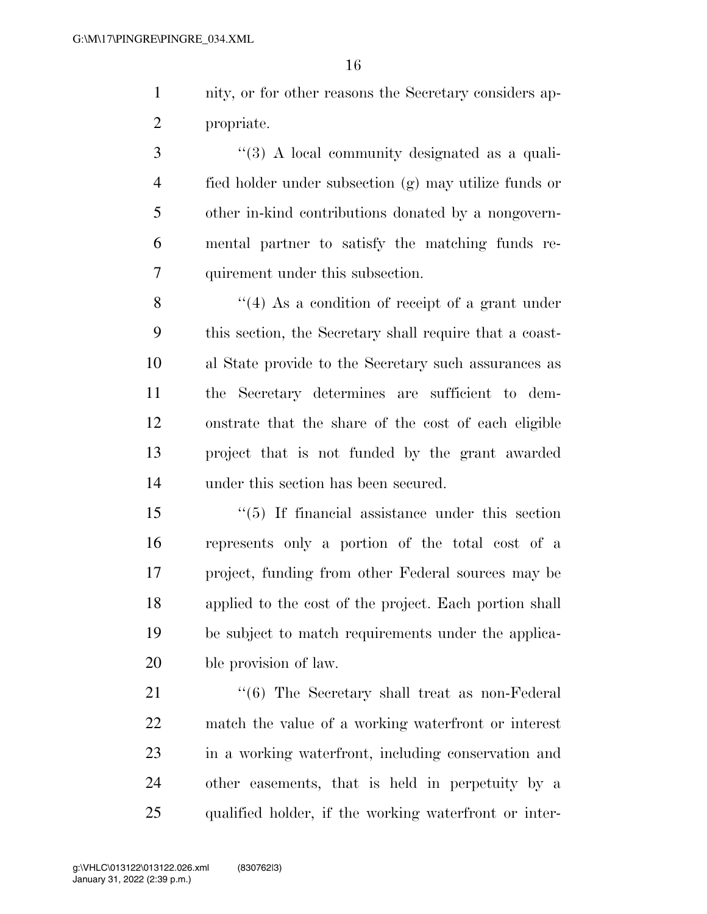nity, or for other reasons the Secretary considers appropriate.

''(3) A local community designated as a qualified holder under subsection (g) may utilize funds or other in-kind contributions donated by a nongovernmental partner to satisfy the matching funds requirement under this subsection.

''(4) As a condition of receipt of a grant under this section, the Secretary shall require that a coastal State provide to the Secretary such assurances as the Secretary determines are sufficient to demonstrate that the share of the cost of each eligible project that is not funded by the grant awarded under this section has been secured.

''(5) If financial assistance under this section represents only a portion of the total cost of a project, funding from other Federal sources may be applied to the cost of the project. Each portion shall be subject to match requirements under the applicable provision of law.

''(6) The Secretary shall treat as non-Federal match the value of a working waterfront or interest in a working waterfront, including conservation and other easements, that is held in perpetuity by a qualified holder, if the working waterfront or inter-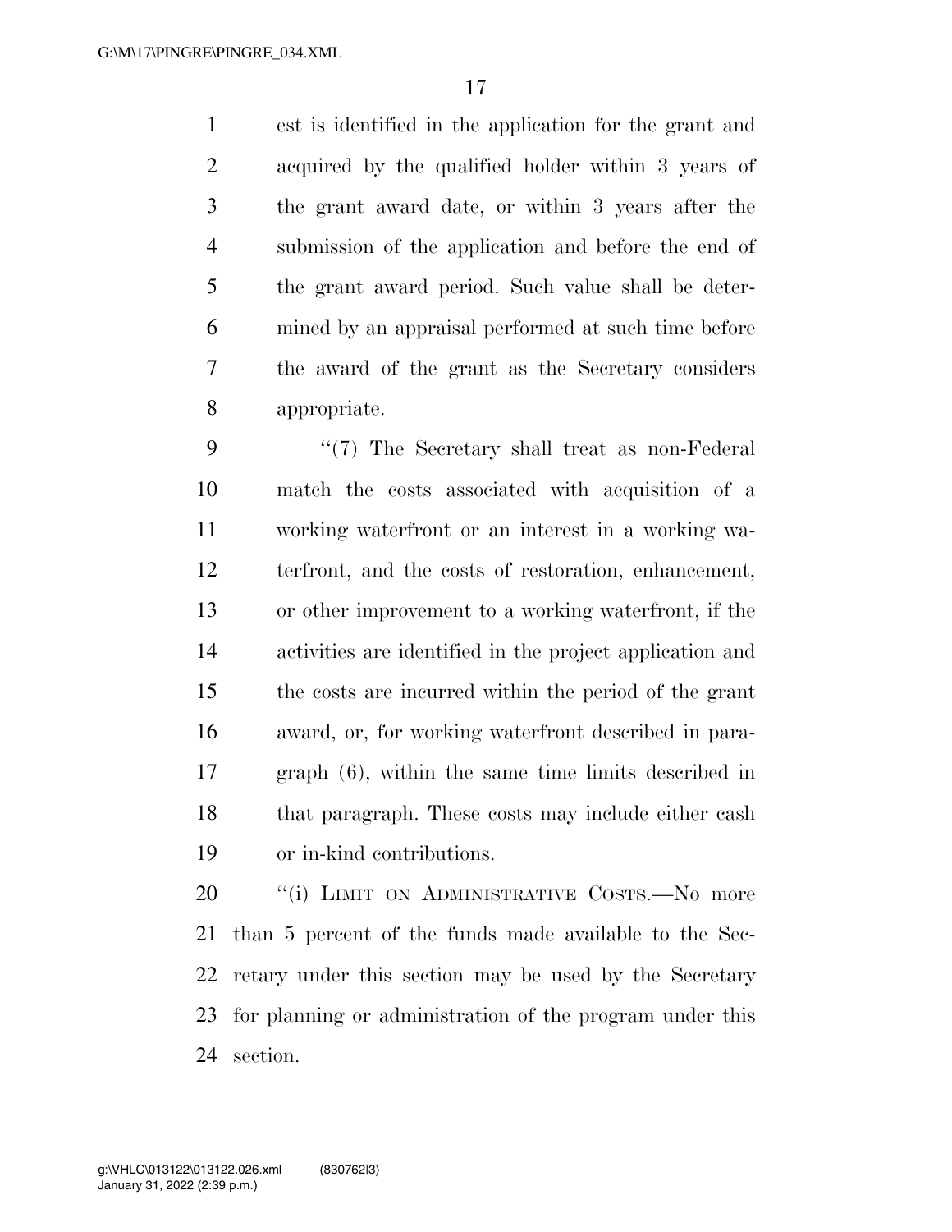est is identified in the application for the grant and acquired by the qualified holder within 3 years of the grant award date, or within 3 years after the submission of the application and before the end of the grant award period. Such value shall be determined by an appraisal performed at such time before the award of the grant as the Secretary considers appropriate.

''(7) The Secretary shall treat as non-Federal match the costs associated with acquisition of a working waterfront or an interest in a working waterfront, and the costs of restoration, enhancement, or other improvement to a working waterfront, if the activities are identified in the project application and the costs are incurred within the period of the grant award, or, for working waterfront described in paragraph (6), within the same time limits described in that paragraph. These costs may include either cash or in-kind contributions.

''(i) LIMIT ON ADMINISTRATIVE COSTS.—No more than 5 percent of the funds made available to the Secretary under this section may be used by the Secretary for planning or administration of the program under this section.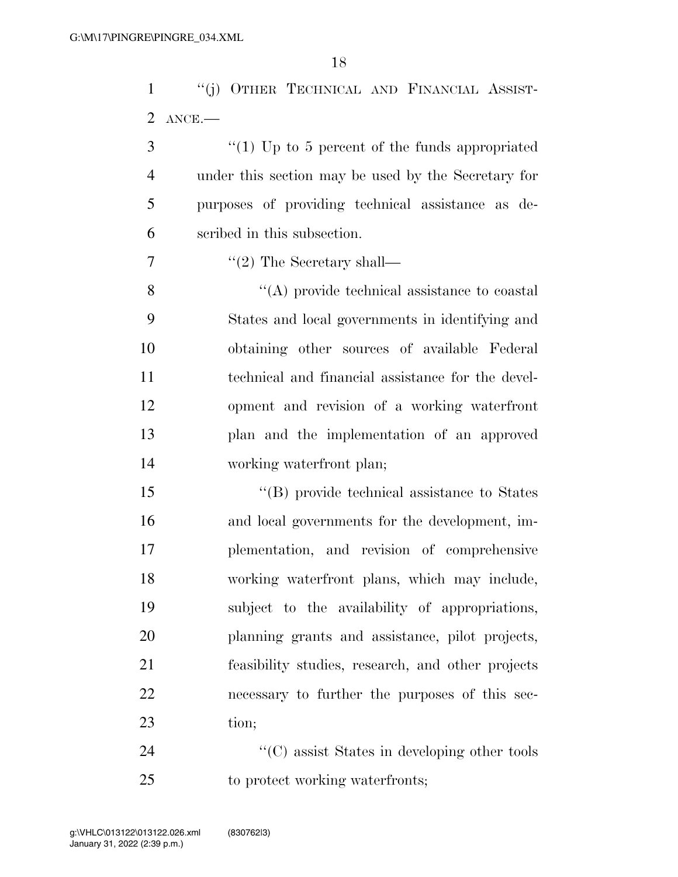"(j) OTHER TECHNICAL AND FINANCIAL ASSISTANCE.—

"(1) Up to 5 percent of the funds appropriated under this section may be used by the Secretary for purposes of providing technical assistance as described in this subsection.

"(2) The Secretary shall—

"(A) provide technical assistance to coastal States and local governments in identifying and obtaining other sources of available Federal technical and financial assistance for the development and revision of a working waterfront plan and the implementation of an approved working waterfront plan;

"(B) provide technical assistance to States and local governments for the development, implementation, and revision of comprehensive working waterfront plans, which may include, subject to the availability of appropriations, planning grants and assistance, pilot projects, feasibility studies, research, and other projects necessary to further the purposes of this section;

"(C) assist States in developing other tools to protect working waterfronts;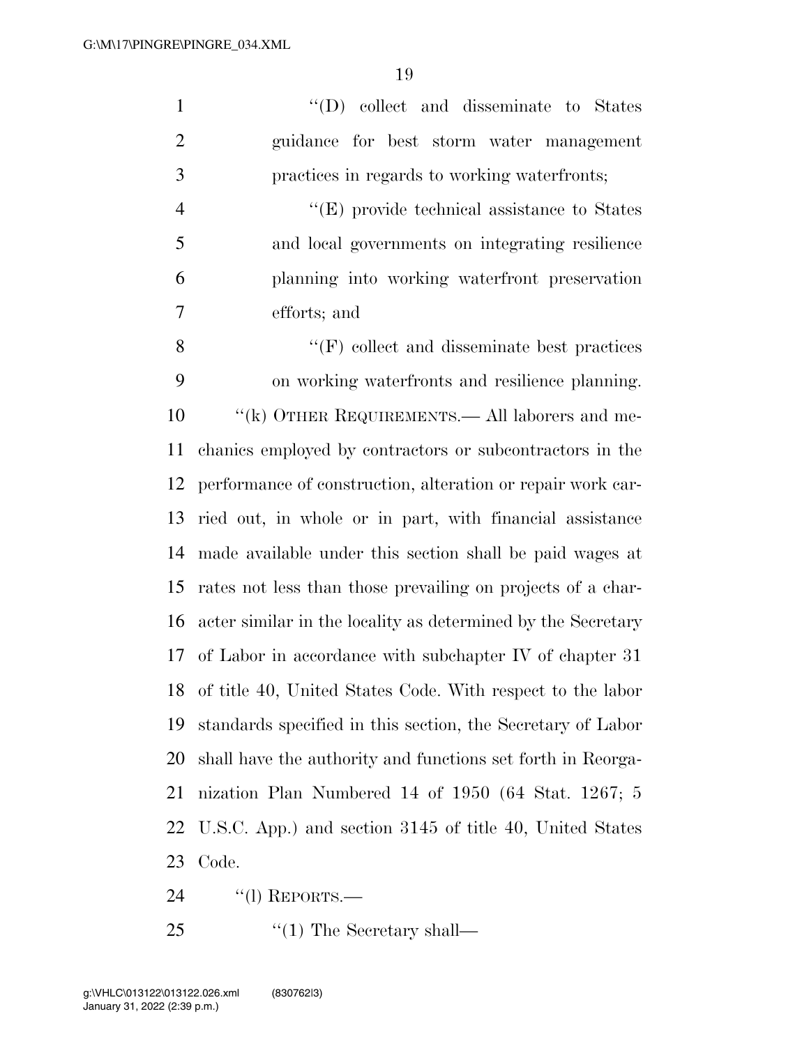''(D) collect and disseminate to States guidance for best storm water management practices in regards to working waterfronts;

''(E) provide technical assistance to States and local governments on integrating resilience planning into working waterfront preservation efforts; and

''(F) collect and disseminate best practices on working waterfronts and resilience planning.

''(k) OTHER REQUIREMENTS.— All laborers and mechanics employed by contractors or subcontractors in the performance of construction, alteration or repair work carried out, in whole or in part, with financial assistance made available under this section shall be paid wages at rates not less than those prevailing on projects of a character similar in the locality as determined by the Secretary of Labor in accordance with subchapter IV of chapter 31 of title 40, United States Code. With respect to the labor standards specified in this section, the Secretary of Labor shall have the authority and functions set forth in Reorganization Plan Numbered 14 of 1950 (64 Stat. 1267; 5 U.S.C. App.) and section 3145 of title 40, United States Code.

''(l) REPORTS.—

''(1) The Secretary shall—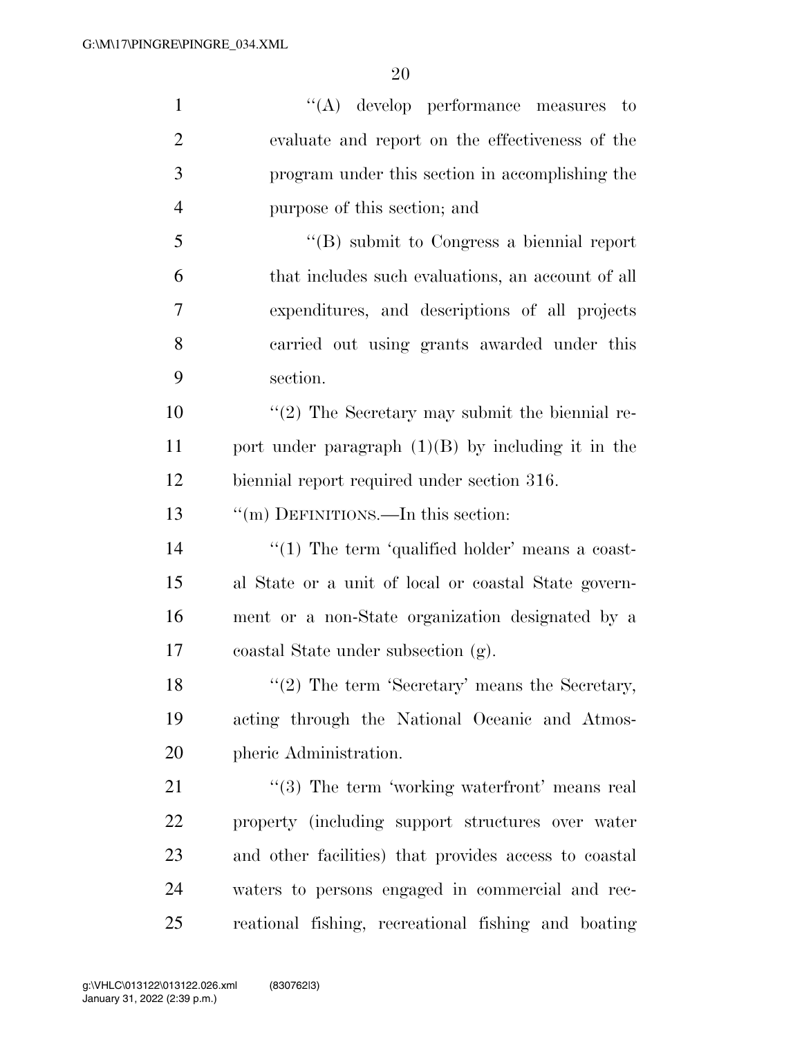''(A) develop performance measures to evaluate and report on the effectiveness of the program under this section in accomplishing the purpose of this section; and

''(B) submit to Congress a biennial report that includes such evaluations, an account of all expenditures, and descriptions of all projects carried out using grants awarded under this section.

''(2) The Secretary may submit the biennial report under paragraph (1)(B) by including it in the biennial report required under section 316.

''(m) DEFINITIONS.—In this section:

''(1) The term 'qualified holder' means a coastal State or a unit of local or coastal State government or a non-State organization designated by a coastal State under subsection (g).

''(2) The term 'Secretary' means the Secretary, acting through the National Oceanic and Atmospheric Administration.

''(3) The term 'working waterfront' means real property (including support structures over water and other facilities) that provides access to coastal waters to persons engaged in commercial and recreational fishing, recreational fishing and boating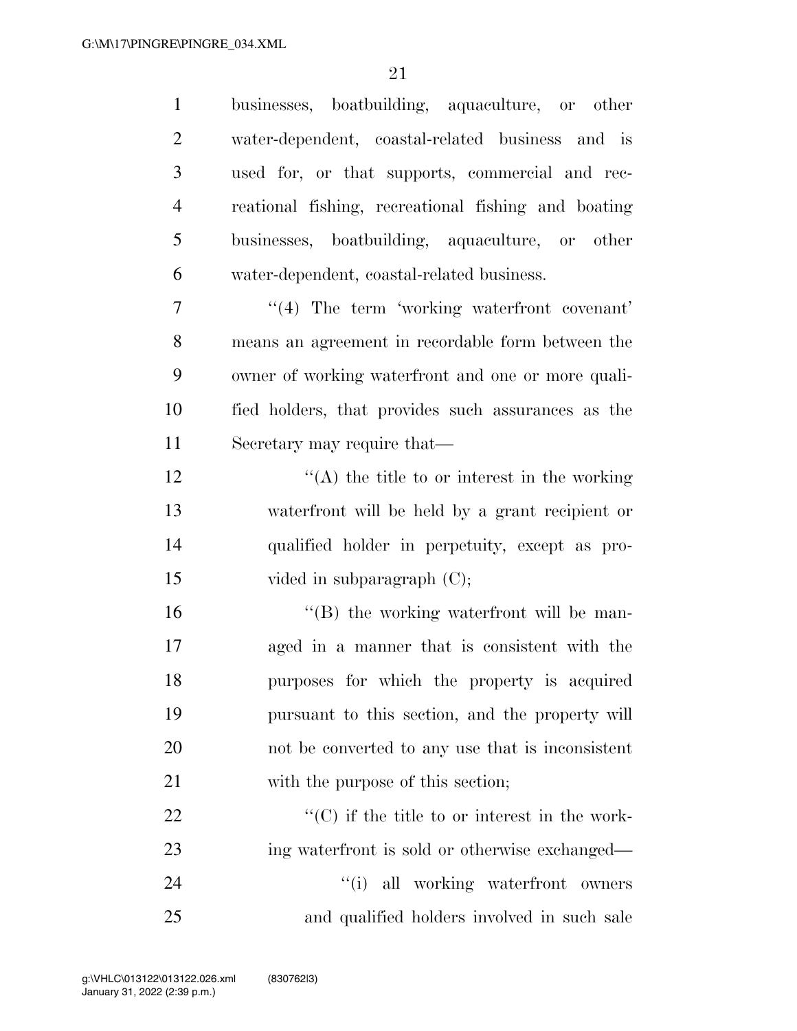businesses, boatbuilding, aquaculture, or other water-dependent, coastal-related business and is used for, or that supports, commercial and recreational fishing, recreational fishing and boating businesses, boatbuilding, aquaculture, or other water-dependent, coastal-related business.

"(4) The term 'working waterfront covenant' means an agreement in recordable form between the owner of working waterfront and one or more qualified holders, that provides such assurances as the Secretary may require that—

"(A) the title to or interest in the working waterfront will be held by a grant recipient or qualified holder in perpetuity, except as provided in subparagraph (C);

"(B) the working waterfront will be managed in a manner that is consistent with the purposes for which the property is acquired pursuant to this section, and the property will not be converted to any use that is inconsistent with the purpose of this section;

"(C) if the title to or interest in the working waterfront is sold or otherwise exchanged—

"(i) all working waterfront owners and qualified holders involved in such sale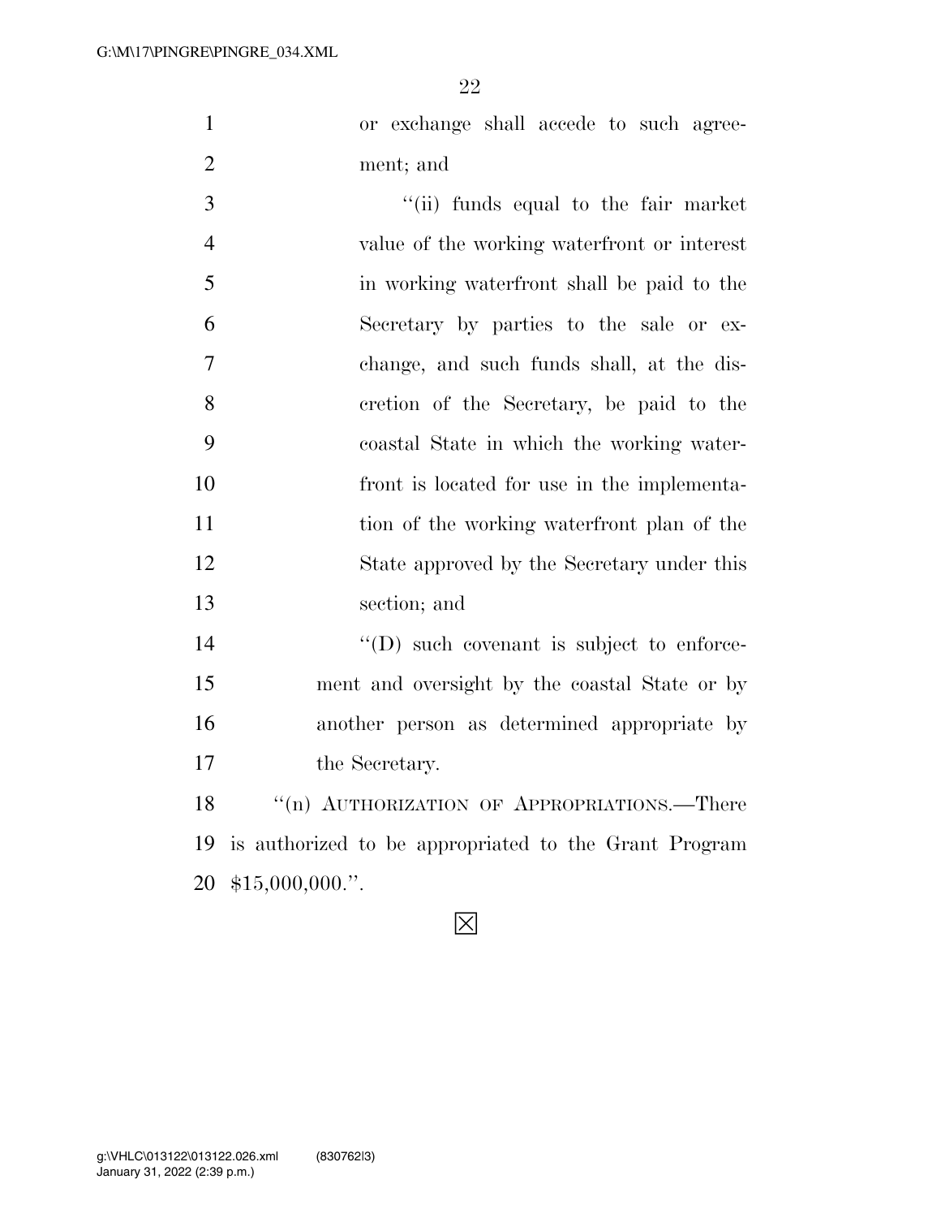or exchange shall accede to such agreement; and

"(ii) funds equal to the fair market value of the working waterfront or interest in working waterfront shall be paid to the Secretary by parties to the sale or exchange, and such funds shall, at the discretion of the Secretary, be paid to the coastal State in which the working waterfront is located for use in the implementation of the working waterfront plan of the State approved by the Secretary under this section; and

"(D) such covenant is subject to enforcement and oversight by the coastal State or by another person as determined appropriate by the Secretary.

"(n) AUTHORIZATION OF APPROPRIATIONS.—There is authorized to be appropriated to the Grant Program $15,000,000.".